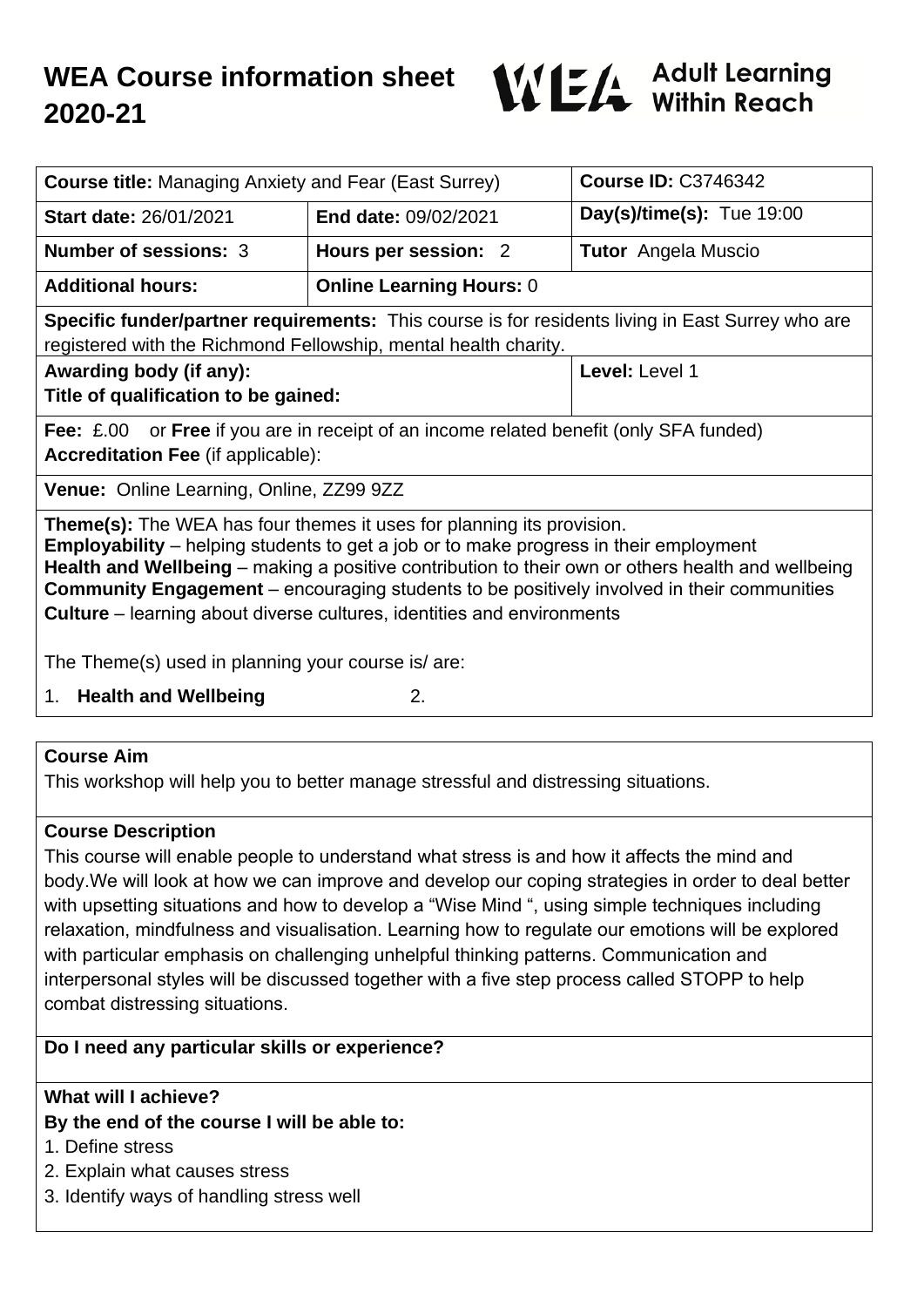# WEA Course information sheet 2020-21

WEA Adult Learning Within Reach

| **Course title:** Managing Anxiety and Fear (East Surrey) | | **Course ID:** C3746342 |
|---|---|---|
| **Start date:** 26/01/2021 | **End date:** 09/02/2021 | **Day(s)/time(s):** Tue 19:00 |
| **Number of sessions:** 3 | **Hours per session:** 2 | **Tutor** Angela Muscio |
| **Additional hours:** | **Online Learning Hours:** 0 | |
| **Specific funder/partner requirements:** This course is for residents living in East Surrey who are registered with the Richmond Fellowship, mental health charity. | | |
| **Awarding body (if any):**<br>**Title of qualification to be gained:** | | **Level:** Level 1 |
| **Fee:** £.00 or **Free** if you are in receipt of an income related benefit (only SFA funded)<br>**Accreditation Fee** (if applicable): | | |
| **Venue:** Online Learning, Online, ZZ99 9ZZ | | |

**Theme(s):** The WEA has four themes it uses for planning its provision.
**Employability** – helping students to get a job or to make progress in their employment
**Health and Wellbeing** – making a positive contribution to their own or others health and wellbeing
**Community Engagement** – encouraging students to be positively involved in their communities
**Culture** – learning about diverse cultures, identities and environments

The Theme(s) used in planning your course is/ are:

1. **Health and Wellbeing** 2.

**Course Aim**

This workshop will help you to better manage stressful and distressing situations.

**Course Description**

This course will enable people to understand what stress is and how it affects the mind and body.We will look at how we can improve and develop our coping strategies in order to deal better with upsetting situations and how to develop a "Wise Mind ", using simple techniques including relaxation, mindfulness and visualisation. Learning how to regulate our emotions will be explored with particular emphasis on challenging unhelpful thinking patterns. Communication and interpersonal styles will be discussed together with a five step process called STOPP to help combat distressing situations.

**Do I need any particular skills or experience?**

**What will I achieve?**
**By the end of the course I will be able to:**

1. Define stress
2. Explain what causes stress
3. Identify ways of handling stress well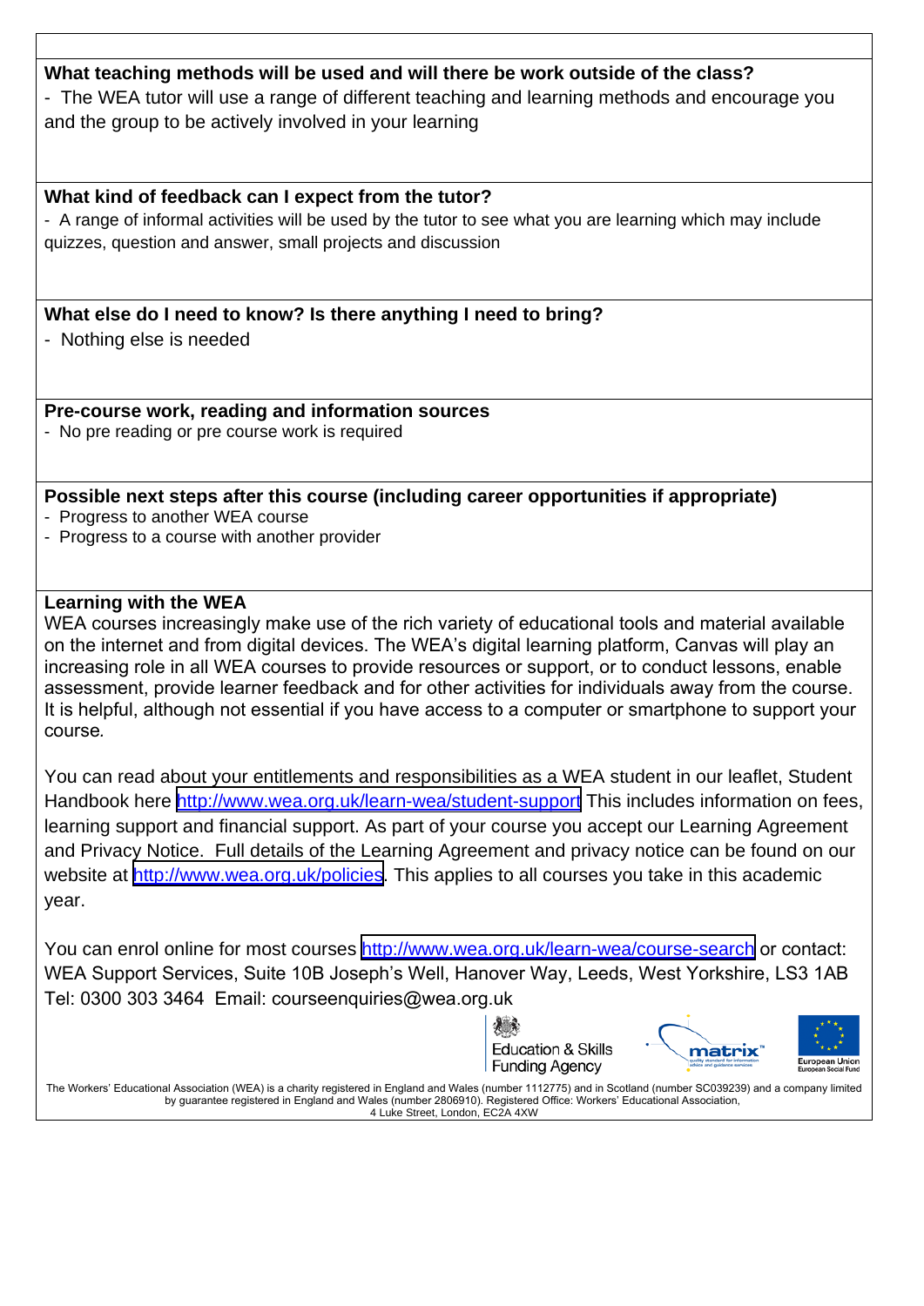**What teaching methods will be used and will there be work outside of the class?**

- The WEA tutor will use a range of different teaching and learning methods and encourage you and the group to be actively involved in your learning

**What kind of feedback can I expect from the tutor?**

- A range of informal activities will be used by the tutor to see what you are learning which may include quizzes, question and answer, small projects and discussion

**What else do I need to know? Is there anything I need to bring?**

- Nothing else is needed

**Pre-course work, reading and information sources**

- No pre reading or pre course work is required

**Possible next steps after this course (including career opportunities if appropriate)**

- Progress to another WEA course
- Progress to a course with another provider

**Learning with the WEA**

WEA courses increasingly make use of the rich variety of educational tools and material available on the internet and from digital devices. The WEA's digital learning platform, Canvas will play an increasing role in all WEA courses to provide resources or support, or to conduct lessons, enable assessment, provide learner feedback and for other activities for individuals away from the course. It is helpful, although not essential if you have access to a computer or smartphone to support your course.

You can read about your entitlements and responsibilities as a WEA student in our leaflet, Student Handbook here http://www.wea.org.uk/learn-wea/student-support This includes information on fees, learning support and financial support. As part of your course you accept our Learning Agreement and Privacy Notice. Full details of the Learning Agreement and privacy notice can be found on our website at http://www.wea.org.uk/policies. This applies to all courses you take in this academic year.

You can enrol online for most courses http://www.wea.org.uk/learn-wea/course-search or contact: WEA Support Services, Suite 10B Joseph's Well, Hanover Way, Leeds, West Yorkshire, LS3 1AB
Tel: 0300 303 3464 Email: courseenquiries@wea.org.uk

Education & Skills Funding Agency

matrix

European Union European Social Fund

The Workers' Educational Association (WEA) is a charity registered in England and Wales (number 1112775) and in Scotland (number SC039239) and a company limited by guarantee registered in England and Wales (number 2806910). Registered Office: Workers' Educational Association, 4 Luke Street, London, EC2A 4XW